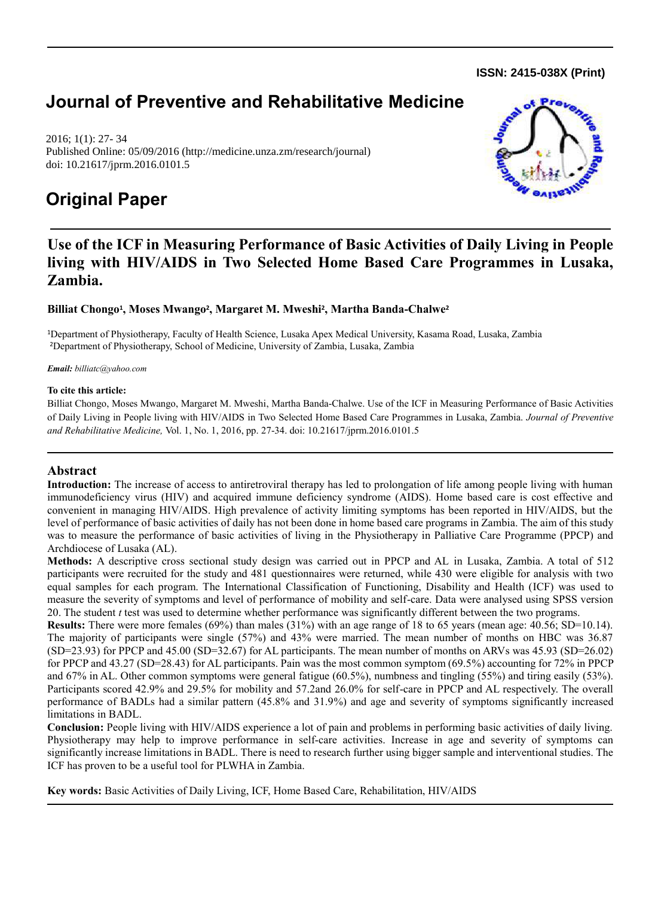ISSN: 2415-038X (Print)

# Journal of Preventive and Rehabilitative Medicine

2016; 1(1): 27- 34
Published Online: 05/09/2016 (http://medicine.unza.zm/research/journal)
doi: 10.21617/jprm.2016.0101.5

# Original Paper

## Use of the ICF in Measuring Performance of Basic Activities of Daily Living in People living with HIV/AIDS in Two Selected Home Based Care Programmes in Lusaka, Zambia.

**Billiat Chongo[1], Moses Mwango[2], Margaret M. Mweshi[2], Martha Banda-Chalwe[2]**

[1]Department of Physiotherapy, Faculty of Health Science, Lusaka Apex Medical University, Kasama Road, Lusaka, Zambia
[2]Department of Physiotherapy, School of Medicine, University of Zambia, Lusaka, Zambia

***Email:*** *billiatc@yahoo.com*

**To cite this article:**
Billiat Chongo, Moses Mwango, Margaret M. Mweshi, Martha Banda-Chalwe. Use of the ICF in Measuring Performance of Basic Activities of Daily Living in People living with HIV/AIDS in Two Selected Home Based Care Programmes in Lusaka, Zambia. *Journal of Preventive and Rehabilitative Medicine,* Vol. 1, No. 1, 2016, pp. 27-34. doi: 10.21617/jprm.2016.0101.5

## Abstract

**Introduction:** The increase of access to antiretroviral therapy has led to prolongation of life among people living with human immunodeficiency virus (HIV) and acquired immune deficiency syndrome (AIDS). Home based care is cost effective and convenient in managing HIV/AIDS. High prevalence of activity limiting symptoms has been reported in HIV/AIDS, but the level of performance of basic activities of daily has not been done in home based care programs in Zambia. The aim of this study was to measure the performance of basic activities of living in the Physiotherapy in Palliative Care Programme (PPCP) and Archdiocese of Lusaka (AL).

**Methods:** A descriptive cross sectional study design was carried out in PPCP and AL in Lusaka, Zambia. A total of 512 participants were recruited for the study and 481 questionnaires were returned, while 430 were eligible for analysis with two equal samples for each program. The International Classification of Functioning, Disability and Health (ICF) was used to measure the severity of symptoms and level of performance of mobility and self-care. Data were analysed using SPSS version 20. The student *t* test was used to determine whether performance was significantly different between the two programs.

**Results:** There were more females (69%) than males (31%) with an age range of 18 to 65 years (mean age: 40.56; SD=10.14). The majority of participants were single (57%) and 43% were married. The mean number of months on HBC was 36.87 (SD=23.93) for PPCP and 45.00 (SD=32.67) for AL participants. The mean number of months on ARVs was 45.93 (SD=26.02) for PPCP and 43.27 (SD=28.43) for AL participants. Pain was the most common symptom (69.5%) accounting for 72% in PPCP and 67% in AL. Other common symptoms were general fatigue (60.5%), numbness and tingling (55%) and tiring easily (53%). Participants scored 42.9% and 29.5% for mobility and 57.2and 26.0% for self-care in PPCP and AL respectively. The overall performance of BADLs had a similar pattern (45.8% and 31.9%) and age and severity of symptoms significantly increased limitations in BADL.

**Conclusion:** People living with HIV/AIDS experience a lot of pain and problems in performing basic activities of daily living. Physiotherapy may help to improve performance in self-care activities. Increase in age and severity of symptoms can significantly increase limitations in BADL. There is need to research further using bigger sample and interventional studies. The ICF has proven to be a useful tool for PLWHA in Zambia.

**Key words:** Basic Activities of Daily Living, ICF, Home Based Care, Rehabilitation, HIV/AIDS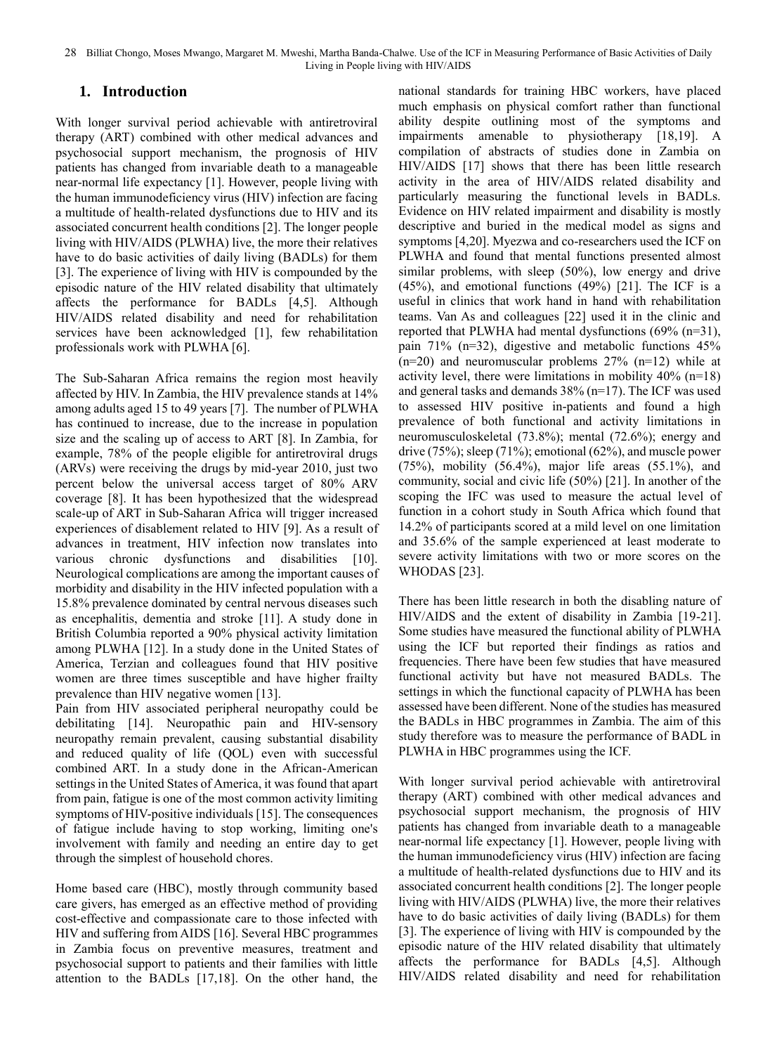## 1. Introduction

With longer survival period achievable with antiretroviral therapy (ART) combined with other medical advances and psychosocial support mechanism, the prognosis of HIV patients has changed from invariable death to a manageable near-normal life expectancy [1]. However, people living with the human immunodeficiency virus (HIV) infection are facing a multitude of health-related dysfunctions due to HIV and its associated concurrent health conditions [2]. The longer people living with HIV/AIDS (PLWHA) live, the more their relatives have to do basic activities of daily living (BADLs) for them [3]. The experience of living with HIV is compounded by the episodic nature of the HIV related disability that ultimately affects the performance for BADLs [4,5]. Although HIV/AIDS related disability and need for rehabilitation services have been acknowledged [1], few rehabilitation professionals work with PLWHA [6].

The Sub-Saharan Africa remains the region most heavily affected by HIV. In Zambia, the HIV prevalence stands at 14% among adults aged 15 to 49 years [7]. The number of PLWHA has continued to increase, due to the increase in population size and the scaling up of access to ART [8]. In Zambia, for example, 78% of the people eligible for antiretroviral drugs (ARVs) were receiving the drugs by mid-year 2010, just two percent below the universal access target of 80% ARV coverage [8]. It has been hypothesized that the widespread scale-up of ART in Sub-Saharan Africa will trigger increased experiences of disablement related to HIV [9]. As a result of advances in treatment, HIV infection now translates into various chronic dysfunctions and disabilities [10]. Neurological complications are among the important causes of morbidity and disability in the HIV infected population with a 15.8% prevalence dominated by central nervous diseases such as encephalitis, dementia and stroke [11]. A study done in British Columbia reported a 90% physical activity limitation among PLWHA [12]. In a study done in the United States of America, Terzian and colleagues found that HIV positive women are three times susceptible and have higher frailty prevalence than HIV negative women [13].

Pain from HIV associated peripheral neuropathy could be debilitating [14]. Neuropathic pain and HIV-sensory neuropathy remain prevalent, causing substantial disability and reduced quality of life (QOL) even with successful combined ART. In a study done in the African-American settings in the United States of America, it was found that apart from pain, fatigue is one of the most common activity limiting symptoms of HIV-positive individuals [15]. The consequences of fatigue include having to stop working, limiting one's involvement with family and needing an entire day to get through the simplest of household chores.

Home based care (HBC), mostly through community based care givers, has emerged as an effective method of providing cost-effective and compassionate care to those infected with HIV and suffering from AIDS [16]. Several HBC programmes in Zambia focus on preventive measures, treatment and psychosocial support to patients and their families with little attention to the BADLs [17,18]. On the other hand, the national standards for training HBC workers, have placed much emphasis on physical comfort rather than functional ability despite outlining most of the symptoms and impairments amenable to physiotherapy [18,19]. A compilation of abstracts of studies done in Zambia on HIV/AIDS [17] shows that there has been little research activity in the area of HIV/AIDS related disability and particularly measuring the functional levels in BADLs. Evidence on HIV related impairment and disability is mostly descriptive and buried in the medical model as signs and symptoms [4,20]. Myezwa and co-researchers used the ICF on PLWHA and found that mental functions presented almost similar problems, with sleep (50%), low energy and drive (45%), and emotional functions (49%) [21]. The ICF is a useful in clinics that work hand in hand with rehabilitation teams. Van As and colleagues [22] used it in the clinic and reported that PLWHA had mental dysfunctions (69% (n=31), pain 71% (n=32), digestive and metabolic functions 45% (n=20) and neuromuscular problems 27% (n=12) while at activity level, there were limitations in mobility 40% (n=18) and general tasks and demands 38% (n=17). The ICF was used to assessed HIV positive in-patients and found a high prevalence of both functional and activity limitations in neuromusculoskeletal (73.8%); mental (72.6%); energy and drive (75%); sleep (71%); emotional (62%), and muscle power (75%), mobility (56.4%), major life areas (55.1%), and community, social and civic life (50%) [21]. In another of the scoping the IFC was used to measure the actual level of function in a cohort study in South Africa which found that 14.2% of participants scored at a mild level on one limitation and 35.6% of the sample experienced at least moderate to severe activity limitations with two or more scores on the WHODAS [23].

There has been little research in both the disabling nature of HIV/AIDS and the extent of disability in Zambia [19-21]. Some studies have measured the functional ability of PLWHA using the ICF but reported their findings as ratios and frequencies. There have been few studies that have measured functional activity but have not measured BADLs. The settings in which the functional capacity of PLWHA has been assessed have been different. None of the studies has measured the BADLs in HBC programmes in Zambia. The aim of this study therefore was to measure the performance of BADL in PLWHA in HBC programmes using the ICF.

With longer survival period achievable with antiretroviral therapy (ART) combined with other medical advances and psychosocial support mechanism, the prognosis of HIV patients has changed from invariable death to a manageable near-normal life expectancy [1]. However, people living with the human immunodeficiency virus (HIV) infection are facing a multitude of health-related dysfunctions due to HIV and its associated concurrent health conditions [2]. The longer people living with HIV/AIDS (PLWHA) live, the more their relatives have to do basic activities of daily living (BADLs) for them [3]. The experience of living with HIV is compounded by the episodic nature of the HIV related disability that ultimately affects the performance for BADLs [4,5]. Although HIV/AIDS related disability and need for rehabilitation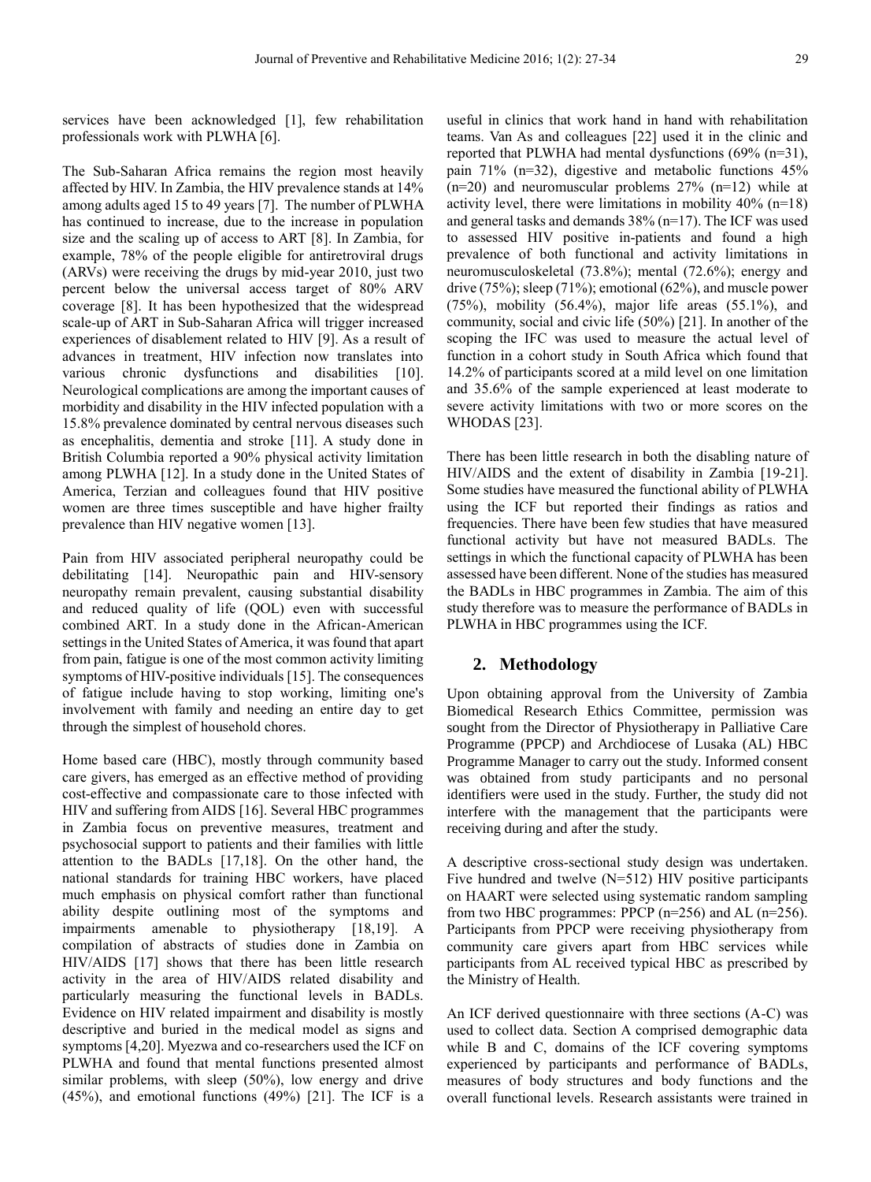services have been acknowledged [1], few rehabilitation professionals work with PLWHA [6].

The Sub-Saharan Africa remains the region most heavily affected by HIV. In Zambia, the HIV prevalence stands at 14% among adults aged 15 to 49 years [7]. The number of PLWHA has continued to increase, due to the increase in population size and the scaling up of access to ART [8]. In Zambia, for example, 78% of the people eligible for antiretroviral drugs (ARVs) were receiving the drugs by mid-year 2010, just two percent below the universal access target of 80% ARV coverage [8]. It has been hypothesized that the widespread scale-up of ART in Sub-Saharan Africa will trigger increased experiences of disablement related to HIV [9]. As a result of advances in treatment, HIV infection now translates into various chronic dysfunctions and disabilities [10]. Neurological complications are among the important causes of morbidity and disability in the HIV infected population with a 15.8% prevalence dominated by central nervous diseases such as encephalitis, dementia and stroke [11]. A study done in British Columbia reported a 90% physical activity limitation among PLWHA [12]. In a study done in the United States of America, Terzian and colleagues found that HIV positive women are three times susceptible and have higher frailty prevalence than HIV negative women [13].

Pain from HIV associated peripheral neuropathy could be debilitating [14]. Neuropathic pain and HIV-sensory neuropathy remain prevalent, causing substantial disability and reduced quality of life (QOL) even with successful combined ART. In a study done in the African-American settings in the United States of America, it was found that apart from pain, fatigue is one of the most common activity limiting symptoms of HIV-positive individuals [15]. The consequences of fatigue include having to stop working, limiting one's involvement with family and needing an entire day to get through the simplest of household chores.

Home based care (HBC), mostly through community based care givers, has emerged as an effective method of providing cost-effective and compassionate care to those infected with HIV and suffering from AIDS [16]. Several HBC programmes in Zambia focus on preventive measures, treatment and psychosocial support to patients and their families with little attention to the BADLs [17,18]. On the other hand, the national standards for training HBC workers, have placed much emphasis on physical comfort rather than functional ability despite outlining most of the symptoms and impairments amenable to physiotherapy [18,19]. A compilation of abstracts of studies done in Zambia on HIV/AIDS [17] shows that there has been little research activity in the area of HIV/AIDS related disability and particularly measuring the functional levels in BADLs. Evidence on HIV related impairment and disability is mostly descriptive and buried in the medical model as signs and symptoms [4,20]. Myezwa and co-researchers used the ICF on PLWHA and found that mental functions presented almost similar problems, with sleep (50%), low energy and drive (45%), and emotional functions (49%) [21]. The ICF is a useful in clinics that work hand in hand with rehabilitation teams. Van As and colleagues [22] used it in the clinic and reported that PLWHA had mental dysfunctions (69% (n=31), pain 71% (n=32), digestive and metabolic functions 45% (n=20) and neuromuscular problems 27% (n=12) while at activity level, there were limitations in mobility 40% (n=18) and general tasks and demands 38% (n=17). The ICF was used to assessed HIV positive in-patients and found a high prevalence of both functional and activity limitations in neuromusculoskeletal (73.8%); mental (72.6%); energy and drive (75%); sleep (71%); emotional (62%), and muscle power (75%), mobility (56.4%), major life areas (55.1%), and community, social and civic life (50%) [21]. In another of the scoping the IFC was used to measure the actual level of function in a cohort study in South Africa which found that 14.2% of participants scored at a mild level on one limitation and 35.6% of the sample experienced at least moderate to severe activity limitations with two or more scores on the WHODAS [23].

There has been little research in both the disabling nature of HIV/AIDS and the extent of disability in Zambia [19-21]. Some studies have measured the functional ability of PLWHA using the ICF but reported their findings as ratios and frequencies. There have been few studies that have measured functional activity but have not measured BADLs. The settings in which the functional capacity of PLWHA has been assessed have been different. None of the studies has measured the BADLs in HBC programmes in Zambia. The aim of this study therefore was to measure the performance of BADLs in PLWHA in HBC programmes using the ICF.

## 2. Methodology

Upon obtaining approval from the University of Zambia Biomedical Research Ethics Committee, permission was sought from the Director of Physiotherapy in Palliative Care Programme (PPCP) and Archdiocese of Lusaka (AL) HBC Programme Manager to carry out the study. Informed consent was obtained from study participants and no personal identifiers were used in the study. Further, the study did not interfere with the management that the participants were receiving during and after the study.

A descriptive cross-sectional study design was undertaken. Five hundred and twelve (N=512) HIV positive participants on HAART were selected using systematic random sampling from two HBC programmes: PPCP (n=256) and AL (n=256). Participants from PPCP were receiving physiotherapy from community care givers apart from HBC services while participants from AL received typical HBC as prescribed by the Ministry of Health.

An ICF derived questionnaire with three sections (A-C) was used to collect data. Section A comprised demographic data while B and C, domains of the ICF covering symptoms experienced by participants and performance of BADLs, measures of body structures and body functions and the overall functional levels. Research assistants were trained in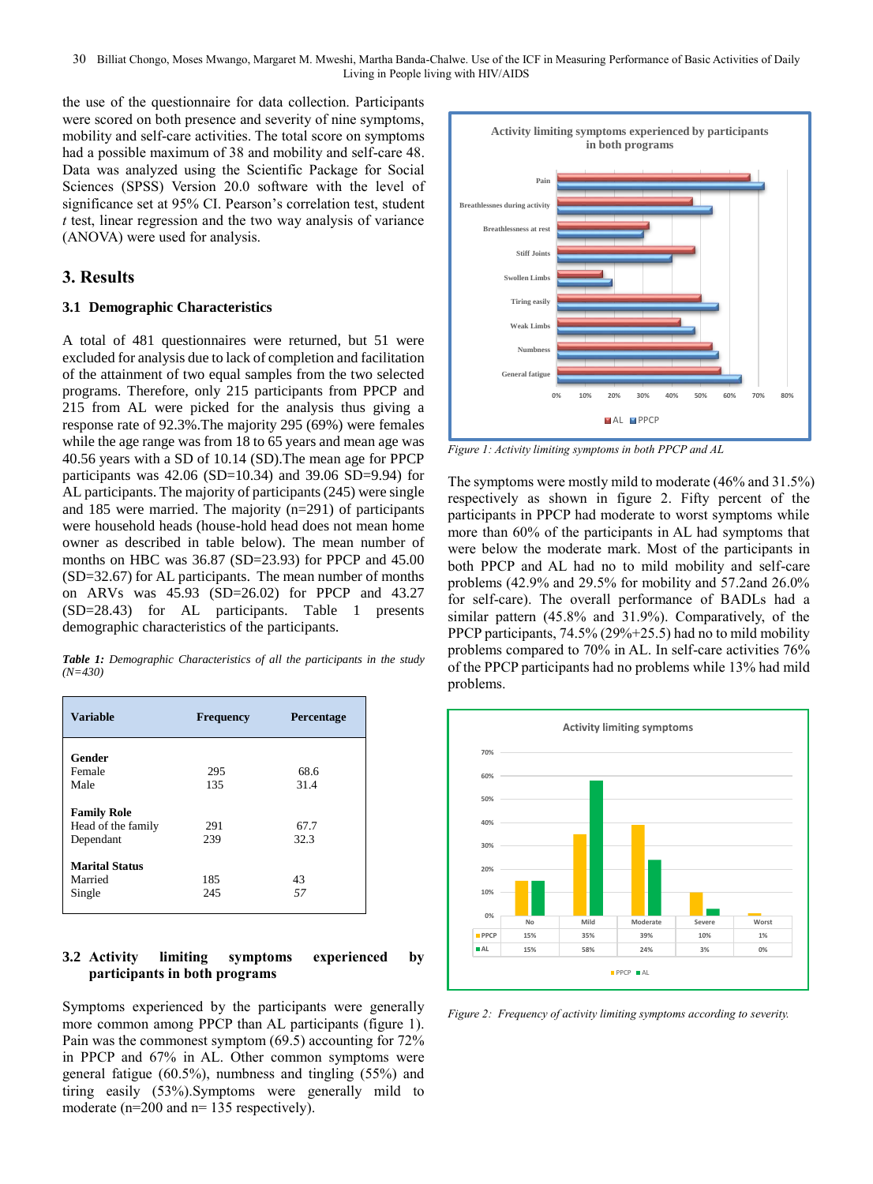the use of the questionnaire for data collection. Participants were scored on both presence and severity of nine symptoms, mobility and self-care activities. The total score on symptoms had a possible maximum of 38 and mobility and self-care 48. Data was analyzed using the Scientific Package for Social Sciences (SPSS) Version 20.0 software with the level of significance set at 95% CI. Pearson's correlation test, student *t* test, linear regression and the two way analysis of variance (ANOVA) were used for analysis.

## 3. Results

### 3.1 Demographic Characteristics

A total of 481 questionnaires were returned, but 51 were excluded for analysis due to lack of completion and facilitation of the attainment of two equal samples from the two selected programs. Therefore, only 215 participants from PPCP and 215 from AL were picked for the analysis thus giving a response rate of 92.3%.The majority 295 (69%) were females while the age range was from 18 to 65 years and mean age was 40.56 years with a SD of 10.14 (SD).The mean age for PPCP participants was 42.06 (SD=10.34) and 39.06 SD=9.94) for AL participants. The majority of participants (245) were single and 185 were married. The majority (n=291) of participants were household heads (house-hold head does not mean home owner as described in table below). The mean number of months on HBC was 36.87 (SD=23.93) for PPCP and 45.00 (SD=32.67) for AL participants. The mean number of months on ARVs was 45.93 (SD=26.02) for PPCP and 43.27 (SD=28.43) for AL participants. Table 1 presents demographic characteristics of the participants.

***Table 1:*** *Demographic Characteristics of all the participants in the study (N=430)*

| Variable | Frequency | Percentage |
|---|---|---|
| **Gender** | | |
| Female | 295 | 68.6 |
| Male | 135 | 31.4 |
| **Family Role** | | |
| Head of the family | 291 | 67.7 |
| Dependant | 239 | 32.3 |
| **Marital Status** | | |
| Married | 185 | 43 |
| Single | 245 | 57 |

### 3.2 Activity limiting symptoms experienced by participants in both programs

Symptoms experienced by the participants were generally more common among PPCP than AL participants (figure 1). Pain was the commonest symptom (69.5) accounting for 72% in PPCP and 67% in AL. Other common symptoms were general fatigue (60.5%), numbness and tingling (55%) and tiring easily (53%).Symptoms were generally mild to moderate (n=200 and n= 135 respectively).

*Figure 1: Activity limiting symptoms in both PPCP and AL*

The symptoms were mostly mild to moderate (46% and 31.5%) respectively as shown in figure 2. Fifty percent of the participants in PPCP had moderate to worst symptoms while more than 60% of the participants in AL had symptoms that were below the moderate mark. Most of the participants in both PPCP and AL had no to mild mobility and self-care problems (42.9% and 29.5% for mobility and 57.2and 26.0% for self-care). The overall performance of BADLs had a similar pattern (45.8% and 31.9%). Comparatively, of the PPCP participants, 74.5% (29%+25.5) had no to mild mobility problems compared to 70% in AL. In self-care activities 76% of the PPCP participants had no problems while 13% had mild problems.

*Figure 2: Frequency of activity limiting symptoms according to severity.*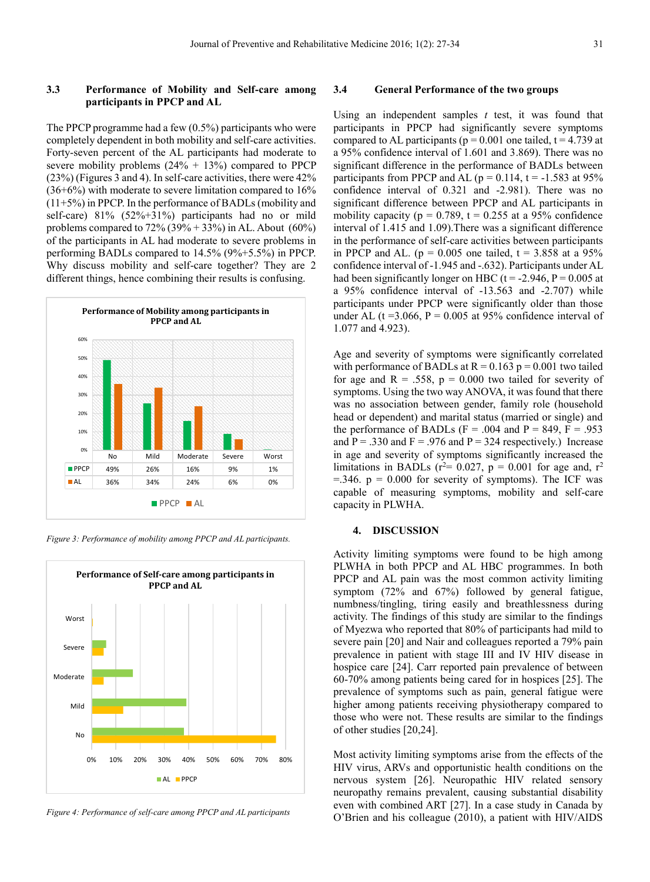### 3.3 Performance of Mobility and Self-care among participants in PPCP and AL

The PPCP programme had a few (0.5%) participants who were completely dependent in both mobility and self-care activities. Forty-seven percent of the AL participants had moderate to severe mobility problems (24% + 13%) compared to PPCP (23%) (Figures 3 and 4). In self-care activities, there were 42% (36+6%) with moderate to severe limitation compared to 16% (11+5%) in PPCP. In the performance of BADLs (mobility and self-care) 81% (52%+31%) participants had no or mild problems compared to 72% (39% + 33%) in AL. About (60%) of the participants in AL had moderate to severe problems in performing BADLs compared to 14.5% (9%+5.5%) in PPCP. Why discuss mobility and self-care together? They are 2 different things, hence combining their results is confusing.

**Performance of Mobility among participants in PPCP and AL**

| | No | Mild | Moderate | Severe | Worst |
|---|---|---|---|---|---|
| PPCP | 49% | 26% | 16% | 9% | 1% |
| AL | 36% | 34% | 24% | 6% | 0% |

*Figure 3: Performance of mobility among PPCP and AL participants.*

*Figure 4: Performance of self-care among PPCP and AL participants*

### 3.4 General Performance of the two groups

Using an independent samples *t* test, it was found that participants in PPCP had significantly severe symptoms compared to AL participants (p = 0.001 one tailed, t = 4.739 at a 95% confidence interval of 1.601 and 3.869). There was no significant difference in the performance of BADLs between participants from PPCP and AL (p = 0.114, t = -1.583 at 95% confidence interval of 0.321 and -2.981). There was no significant difference between PPCP and AL participants in mobility capacity (p = 0.789, t = 0.255 at a 95% confidence interval of 1.415 and 1.09).There was a significant difference in the performance of self-care activities between participants in PPCP and AL. (p = 0.005 one tailed, t = 3.858 at a 95% confidence interval of -1.945 and -.632). Participants under AL had been significantly longer on HBC (t = -2.946, P = 0.005 at a 95% confidence interval of -13.563 and -2.707) while participants under PPCP were significantly older than those under AL (t =3.066, P = 0.005 at 95% confidence interval of 1.077 and 4.923).

Age and severity of symptoms were significantly correlated with performance of BADLs at R = 0.163 p = 0.001 two tailed for age and R = .558, p = 0.000 two tailed for severity of symptoms. Using the two way ANOVA, it was found that there was no association between gender, family role (household head or dependent) and marital status (married or single) and the performance of BADLs (F = .004 and P = 849, F = .953 and P = .330 and F = .976 and P = 324 respectively.) Increase in age and severity of symptoms significantly increased the limitations in BADLs ($r^2$= 0.027, p = 0.001 for age and, $r^2$ =.346. p = 0.000 for severity of symptoms). The ICF was capable of measuring symptoms, mobility and self-care capacity in PLWHA.

## 4. DISCUSSION

Activity limiting symptoms were found to be high among PLWHA in both PPCP and AL HBC programmes. In both PPCP and AL pain was the most common activity limiting symptom (72% and 67%) followed by general fatigue, numbness/tingling, tiring easily and breathlessness during activity. The findings of this study are similar to the findings of Myezwa who reported that 80% of participants had mild to severe pain [20] and Nair and colleagues reported a 79% pain prevalence in patient with stage III and IV HIV disease in hospice care [24]. Carr reported pain prevalence of between 60-70% among patients being cared for in hospices [25]. The prevalence of symptoms such as pain, general fatigue were higher among patients receiving physiotherapy compared to those who were not. These results are similar to the findings of other studies [20,24].

Most activity limiting symptoms arise from the effects of the HIV virus, ARVs and opportunistic health conditions on the nervous system [26]. Neuropathic HIV related sensory neuropathy remains prevalent, causing substantial disability even with combined ART [27]. In a case study in Canada by O'Brien and his colleague (2010), a patient with HIV/AIDS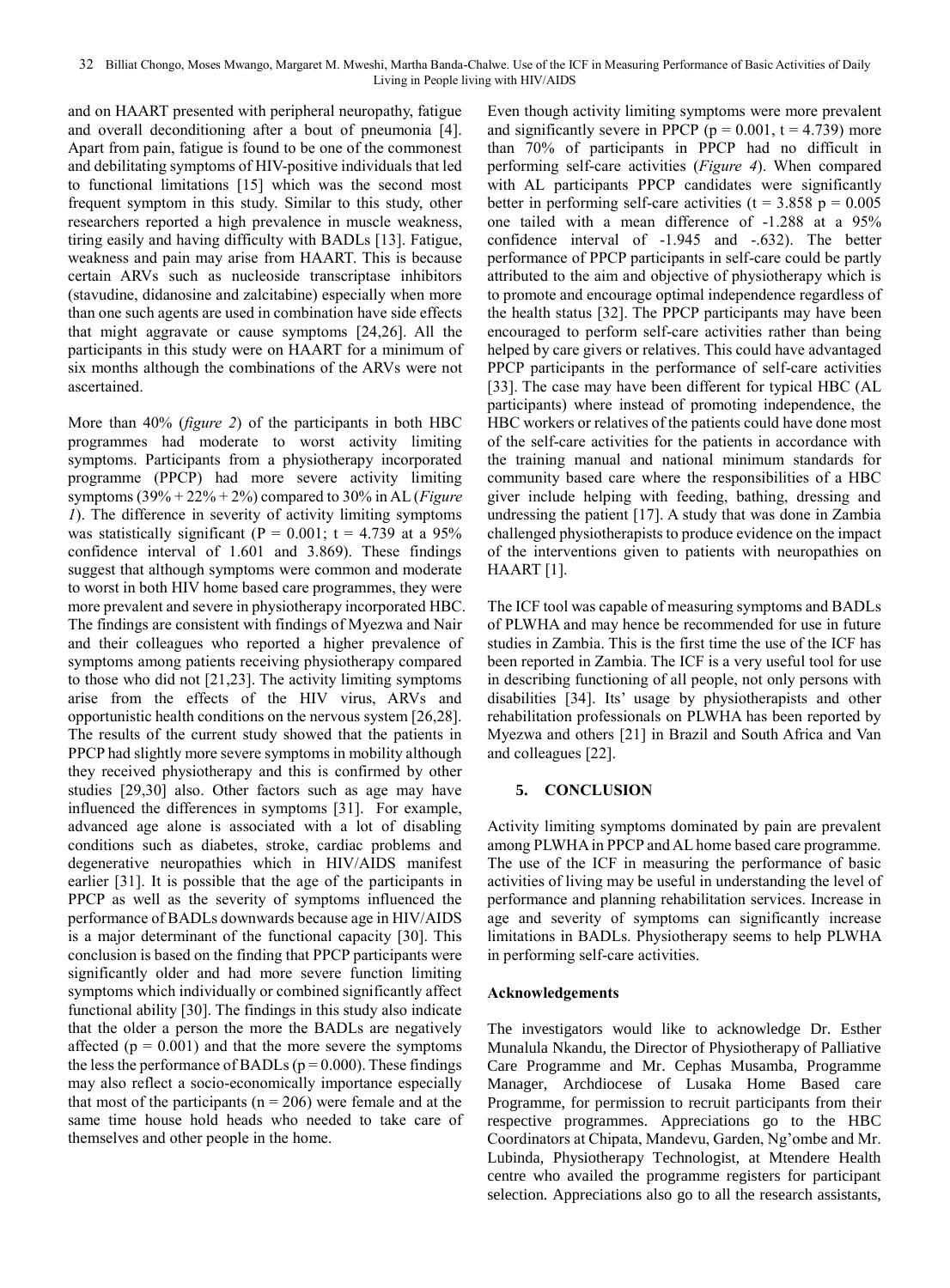and on HAART presented with peripheral neuropathy, fatigue and overall deconditioning after a bout of pneumonia [4]. Apart from pain, fatigue is found to be one of the commonest and debilitating symptoms of HIV-positive individuals that led to functional limitations [15] which was the second most frequent symptom in this study. Similar to this study, other researchers reported a high prevalence in muscle weakness, tiring easily and having difficulty with BADLs [13]. Fatigue, weakness and pain may arise from HAART. This is because certain ARVs such as nucleoside transcriptase inhibitors (stavudine, didanosine and zalcitabine) especially when more than one such agents are used in combination have side effects that might aggravate or cause symptoms [24,26]. All the participants in this study were on HAART for a minimum of six months although the combinations of the ARVs were not ascertained.

More than 40% (*figure 2*) of the participants in both HBC programmes had moderate to worst activity limiting symptoms. Participants from a physiotherapy incorporated programme (PPCP) had more severe activity limiting symptoms (39% + 22% + 2%) compared to 30% in AL (*Figure 1*). The difference in severity of activity limiting symptoms was statistically significant ($P = 0.001$; $t = 4.739$ at a 95% confidence interval of 1.601 and 3.869). These findings suggest that although symptoms were common and moderate to worst in both HIV home based care programmes, they were more prevalent and severe in physiotherapy incorporated HBC. The findings are consistent with findings of Myezwa and Nair and their colleagues who reported a higher prevalence of symptoms among patients receiving physiotherapy compared to those who did not [21,23]. The activity limiting symptoms arise from the effects of the HIV virus, ARVs and opportunistic health conditions on the nervous system [26,28]. The results of the current study showed that the patients in PPCP had slightly more severe symptoms in mobility although they received physiotherapy and this is confirmed by other studies [29,30] also. Other factors such as age may have influenced the differences in symptoms [31]. For example, advanced age alone is associated with a lot of disabling conditions such as diabetes, stroke, cardiac problems and degenerative neuropathies which in HIV/AIDS manifest earlier [31]. It is possible that the age of the participants in PPCP as well as the severity of symptoms influenced the performance of BADLs downwards because age in HIV/AIDS is a major determinant of the functional capacity [30]. This conclusion is based on the finding that PPCP participants were significantly older and had more severe function limiting symptoms which individually or combined significantly affect functional ability [30]. The findings in this study also indicate that the older a person the more the BADLs are negatively affected ($p = 0.001$) and that the more severe the symptoms the less the performance of BADLs ($p = 0.000$). These findings may also reflect a socio-economically importance especially that most of the participants ($n = 206$) were female and at the same time house hold heads who needed to take care of themselves and other people in the home.

Even though activity limiting symptoms were more prevalent and significantly severe in PPCP ($p = 0.001$, $t = 4.739$) more than 70% of participants in PPCP had no difficult in performing self-care activities (*Figure 4*). When compared with AL participants PPCP candidates were significantly better in performing self-care activities ($t = 3.858$ $p = 0.005$ one tailed with a mean difference of -1.288 at a 95% confidence interval of -1.945 and -.632). The better performance of PPCP participants in self-care could be partly attributed to the aim and objective of physiotherapy which is to promote and encourage optimal independence regardless of the health status [32]. The PPCP participants may have been encouraged to perform self-care activities rather than being helped by care givers or relatives. This could have advantaged PPCP participants in the performance of self-care activities [33]. The case may have been different for typical HBC (AL participants) where instead of promoting independence, the HBC workers or relatives of the patients could have done most of the self-care activities for the patients in accordance with the training manual and national minimum standards for community based care where the responsibilities of a HBC giver include helping with feeding, bathing, dressing and undressing the patient [17]. A study that was done in Zambia challenged physiotherapists to produce evidence on the impact of the interventions given to patients with neuropathies on HAART [1].

The ICF tool was capable of measuring symptoms and BADLs of PLWHA and may hence be recommended for use in future studies in Zambia. This is the first time the use of the ICF has been reported in Zambia. The ICF is a very useful tool for use in describing functioning of all people, not only persons with disabilities [34]. Its' usage by physiotherapists and other rehabilitation professionals on PLWHA has been reported by Myezwa and others [21] in Brazil and South Africa and Van and colleagues [22].

## 5. CONCLUSION

Activity limiting symptoms dominated by pain are prevalent among PLWHA in PPCP and AL home based care programme. The use of the ICF in measuring the performance of basic activities of living may be useful in understanding the level of performance and planning rehabilitation services. Increase in age and severity of symptoms can significantly increase limitations in BADLs. Physiotherapy seems to help PLWHA in performing self-care activities.

### Acknowledgements

The investigators would like to acknowledge Dr. Esther Munalula Nkandu, the Director of Physiotherapy of Palliative Care Programme and Mr. Cephas Musamba, Programme Manager, Archdiocese of Lusaka Home Based care Programme, for permission to recruit participants from their respective programmes. Appreciations go to the HBC Coordinators at Chipata, Mandevu, Garden, Ng'ombe and Mr. Lubinda, Physiotherapy Technologist, at Mtendere Health centre who availed the programme registers for participant selection. Appreciations also go to all the research assistants,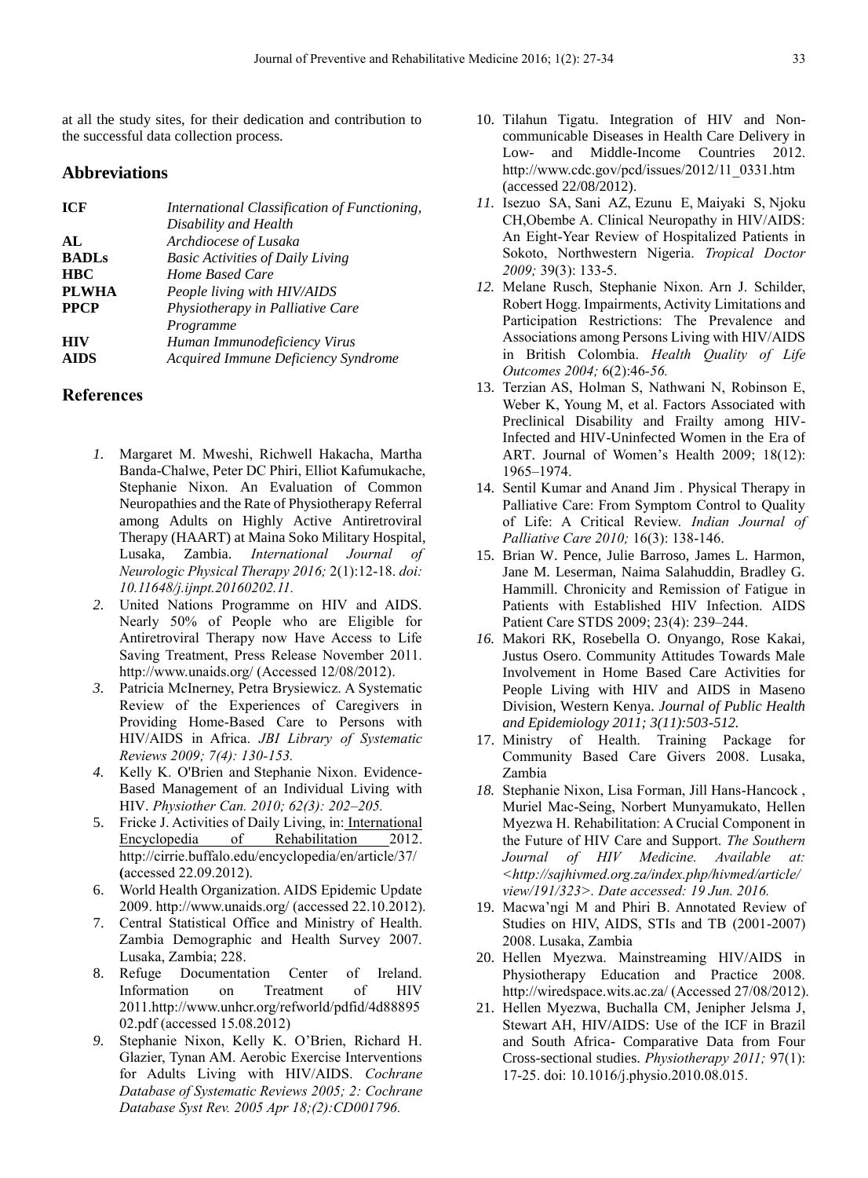at all the study sites, for their dedication and contribution to the successful data collection process.

## Abbreviations

| | |
|---|---|
| **ICF** | *International Classification of Functioning, Disability and Health* |
| **AL** | *Archdiocese of Lusaka* |
| **BADLs** | *Basic Activities of Daily Living* |
| **HBC** | *Home Based Care* |
| **PLWHA** | *People living with HIV/AIDS* |
| **PPCP** | *Physiotherapy in Palliative Care Programme* |
| **HIV** | *Human Immunodeficiency Virus* |
| **AIDS** | *Acquired Immune Deficiency Syndrome* |

## References

1. Margaret M. Mweshi, Richwell Hakacha, Martha Banda-Chalwe, Peter DC Phiri, Elliot Kafumukache, Stephanie Nixon. An Evaluation of Common Neuropathies and the Rate of Physiotherapy Referral among Adults on Highly Active Antiretroviral Therapy (HAART) at Maina Soko Military Hospital, Lusaka, Zambia. *International Journal of Neurologic Physical Therapy 2016;* 2(1):12-18. *doi: 10.11648/j.ijnpt.20160202.11.*
2. United Nations Programme on HIV and AIDS. Nearly 50% of People who are Eligible for Antiretroviral Therapy now Have Access to Life Saving Treatment, Press Release November 2011. http://www.unaids.org/ (Accessed 12/08/2012).
3. Patricia McInerney, Petra Brysiewicz. A Systematic Review of the Experiences of Caregivers in Providing Home-Based Care to Persons with HIV/AIDS in Africa. *JBI Library of Systematic Reviews 2009; 7(4): 130-153.*
4. Kelly K. O'Brien and Stephanie Nixon. Evidence-Based Management of an Individual Living with HIV. *Physiother Can. 2010; 62(3): 202–205.*
5. Fricke J. Activities of Daily Living, in: International Encyclopedia of Rehabilitation 2012. http://cirrie.buffalo.edu/encyclopedia/en/article/37/ (accessed 22.09.2012).
6. World Health Organization. AIDS Epidemic Update 2009. http://www.unaids.org/ (accessed 22.10.2012).
7. Central Statistical Office and Ministry of Health. Zambia Demographic and Health Survey 2007. Lusaka, Zambia; 228.
8. Refuge Documentation Center of Ireland. Information on Treatment of HIV 2011.http://www.unhcr.org/refworld/pdfid/4d8889502.pdf (accessed 15.08.2012)
9. Stephanie Nixon, Kelly K. O'Brien, Richard H. Glazier, Tynan AM. Aerobic Exercise Interventions for Adults Living with HIV/AIDS. *Cochrane Database of Systematic Reviews 2005; 2: Cochrane Database Syst Rev. 2005 Apr 18;(2):CD001796.*
10. Tilahun Tigatu. Integration of HIV and Non-communicable Diseases in Health Care Delivery in Low- and Middle-Income Countries 2012. http://www.cdc.gov/pcd/issues/2012/11_0331.htm (accessed 22/08/2012).
11. Isezuo SA, Sani AZ, Ezunu E, Maiyaki S, Njoku CH,Obembe A. Clinical Neuropathy in HIV/AIDS: An Eight-Year Review of Hospitalized Patients in Sokoto, Northwestern Nigeria. *Tropical Doctor 2009;* 39(3): 133-5.
12. Melane Rusch, Stephanie Nixon. Arn J. Schilder, Robert Hogg. Impairments, Activity Limitations and Participation Restrictions: The Prevalence and Associations among Persons Living with HIV/AIDS in British Colombia. *Health Quality of Life Outcomes 2004;* 6(2):46-*56.*
13. Terzian AS, Holman S, Nathwani N, Robinson E, Weber K, Young M, et al. Factors Associated with Preclinical Disability and Frailty among HIV-Infected and HIV-Uninfected Women in the Era of ART. Journal of Women's Health 2009; 18(12): 1965–1974.
14. Sentil Kumar and Anand Jim . Physical Therapy in Palliative Care: From Symptom Control to Quality of Life: A Critical Review. *Indian Journal of Palliative Care 2010;* 16(3): 138-146.
15. Brian W. Pence, Julie Barroso, James L. Harmon, Jane M. Leserman, Naima Salahuddin, Bradley G. Hammill. Chronicity and Remission of Fatigue in Patients with Established HIV Infection. AIDS Patient Care STDS 2009; 23(4): 239–244.
16. Makori RK, Rosebella O. Onyango, Rose Kakai, Justus Osero. Community Attitudes Towards Male Involvement in Home Based Care Activities for People Living with HIV and AIDS in Maseno Division, Western Kenya. *Journal of Public Health and Epidemiology 2011; 3(11):503-512.*
17. Ministry of Health. Training Package for Community Based Care Givers 2008. Lusaka, Zambia
18. Stephanie Nixon, Lisa Forman, Jill Hans-Hancock , Muriel Mac-Seing, Norbert Munyamukato, Hellen Myezwa H. Rehabilitation: A Crucial Component in the Future of HIV Care and Support. *The Southern Journal of HIV Medicine. Available at: <http://sajhivmed.org.za/index.php/hivmed/article/view/191/323>. Date accessed: 19 Jun. 2016.*
19. Macwa'ngi M and Phiri B. Annotated Review of Studies on HIV, AIDS, STIs and TB (2001-2007) 2008. Lusaka, Zambia
20. Hellen Myezwa. Mainstreaming HIV/AIDS in Physiotherapy Education and Practice 2008. http://wiredspace.wits.ac.za/ (Accessed 27/08/2012).
21. Hellen Myezwa, Buchalla CM, Jenipher Jelsma J, Stewart AH, HIV/AIDS: Use of the ICF in Brazil and South Africa- Comparative Data from Four Cross-sectional studies. *Physiotherapy 2011;* 97(1): 17-25. doi: 10.1016/j.physio.2010.08.015.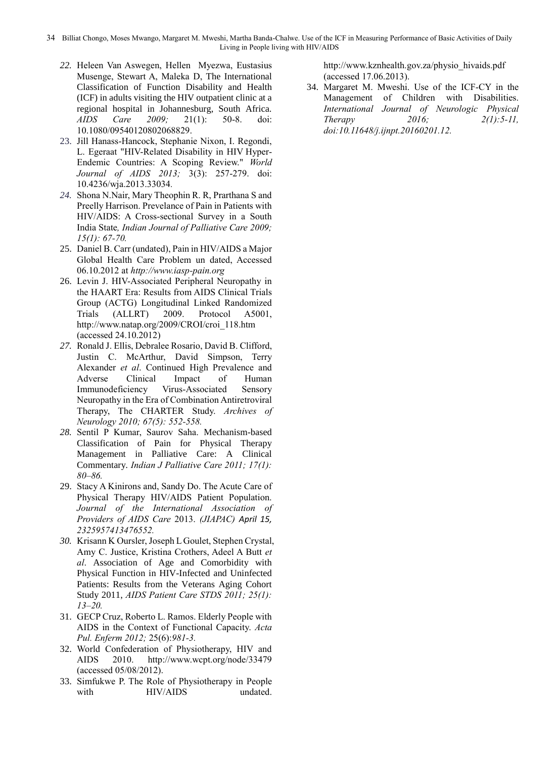22. Heleen Van Aswegen, Hellen Myezwa, Eustasius Musenge, Stewart A, Maleka D, The International Classification of Function Disability and Health (ICF) in adults visiting the HIV outpatient clinic at a regional hospital in Johannesburg, South Africa. *AIDS Care 2009;* 21(1): 50-8. doi: 10.1080/09540120802068829.
23. Jill Hanass-Hancock, Stephanie Nixon, I. Regondi, L. Egeraat "HIV-Related Disability in HIV Hyper-Endemic Countries: A Scoping Review." *World Journal of AIDS 2013;* 3(3): 257-279. doi: 10.4236/wja.2013.33034.
24. Shona N.Nair, Mary Theophin R. R, Prarthana S and Preelly Harrison. Prevelance of Pain in Patients with HIV/AIDS: A Cross-sectional Survey in a South India State*, Indian Journal of Palliative Care 2009; 15(1): 67-70.*
25. Daniel B. Carr (undated), Pain in HIV/AIDS a Major Global Health Care Problem un dated, Accessed 06.10.2012 at *http://www.iasp-pain.org*
26. Levin J. HIV-Associated Peripheral Neuropathy in the HAART Era: Results from AIDS Clinical Trials Group (ACTG) Longitudinal Linked Randomized Trials (ALLRT) 2009. Protocol A5001, http://www.natap.org/2009/CROI/croi_118.htm (accessed 24.10.2012)
27. Ronald J. Ellis, Debralee Rosario, David B. Clifford, Justin C. McArthur, David Simpson, Terry Alexander *et al*. Continued High Prevalence and Adverse Clinical Impact of Human Immunodeficiency Virus-Associated Sensory Neuropathy in the Era of Combination Antiretroviral Therapy, The CHARTER Study. *Archives of Neurology 2010; 67(5): 552-558.*
28. Sentil P Kumar, Saurov Saha. Mechanism-based Classification of Pain for Physical Therapy Management in Palliative Care: A Clinical Commentary. *Indian J Palliative Care 2011; 17(1): 80–86.*
29. Stacy A Kinirons and, Sandy Do. The Acute Care of Physical Therapy HIV/AIDS Patient Population. *Journal of the International Association of Providers of AIDS Care* 2013. *(JIAPAC) April 15, 2325957413476552.*
30. Krisann K Oursler, Joseph L Goulet, Stephen Crystal, Amy C. Justice, Kristina Crothers, Adeel A Butt *et al*. Association of Age and Comorbidity with Physical Function in HIV-Infected and Uninfected Patients: Results from the Veterans Aging Cohort Study 2011, *AIDS Patient Care STDS 2011; 25(1): 13–20.*
31. GECP Cruz, Roberto L. Ramos. Elderly People with AIDS in the Context of Functional Capacity. *Acta Pul. Enferm 2012;* 25(6):*981-3.*
32. World Confederation of Physiotherapy, HIV and AIDS 2010. http://www.wcpt.org/node/33479 (accessed 05/08/2012).
33. Simfukwe P. The Role of Physiotherapy in People with HIV/AIDS undated. http://www.kznhealth.gov.za/physio_hivaids.pdf (accessed 17.06.2013).
34. Margaret M. Mweshi. Use of the ICF-CY in the Management of Children with Disabilities. *International Journal of Neurologic Physical Therapy 2016; 2(1):5-11, doi:10.11648/j.ijnpt.20160201.12.*